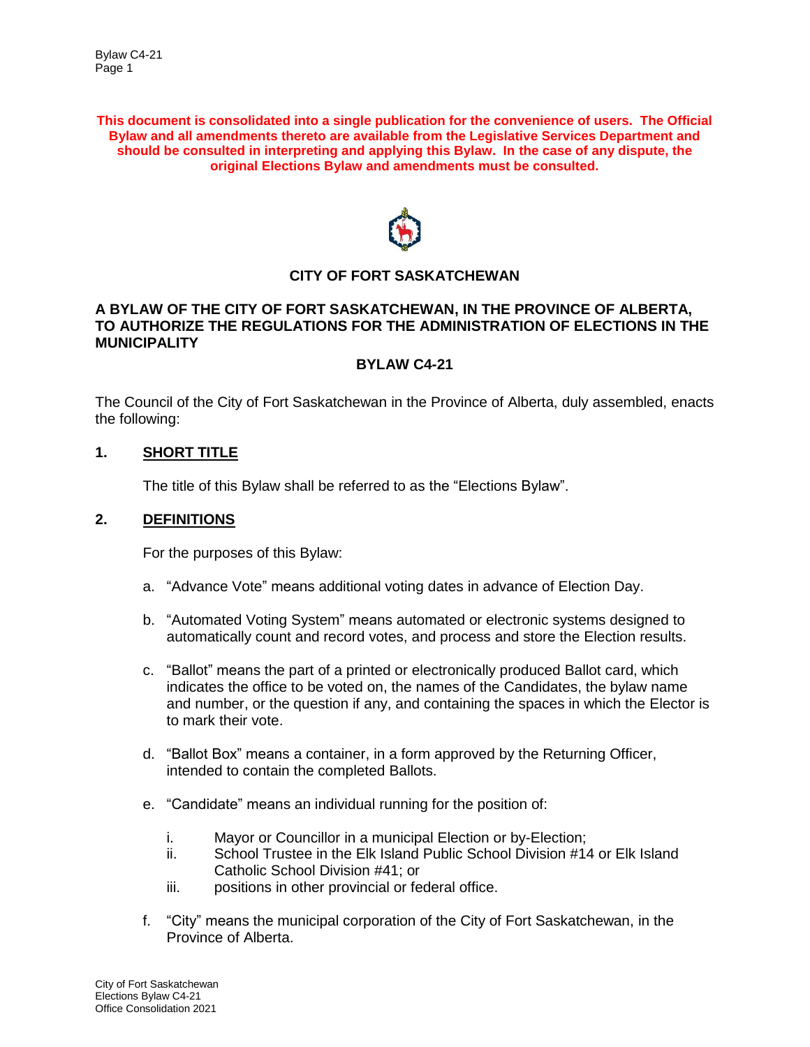**This document is consolidated into a single publication for the convenience of users. The Official Bylaw and all amendments thereto are available from the Legislative Services Department and should be consulted in interpreting and applying this Bylaw. In the case of any dispute, the original Elections Bylaw and amendments must be consulted.**

# CITY OF FORT SASKATCHEWAN

## A BYLAW OF THE CITY OF FORT SASKATCHEWAN, IN THE PROVINCE OF ALBERTA, TO AUTHORIZE THE REGULATIONS FOR THE ADMINISTRATION OF ELECTIONS IN THE MUNICIPALITY

## BYLAW C4-21

The Council of the City of Fort Saskatchewan in the Province of Alberta, duly assembled, enacts the following:

## 1. SHORT TITLE

The title of this Bylaw shall be referred to as the "Elections Bylaw".

## 2. DEFINITIONS

For the purposes of this Bylaw:

a. "Advance Vote" means additional voting dates in advance of Election Day.

b. "Automated Voting System" means automated or electronic systems designed to automatically count and record votes, and process and store the Election results.

c. "Ballot" means the part of a printed or electronically produced Ballot card, which indicates the office to be voted on, the names of the Candidates, the bylaw name and number, or the question if any, and containing the spaces in which the Elector is to mark their vote.

d. "Ballot Box" means a container, in a form approved by the Returning Officer, intended to contain the completed Ballots.

e. "Candidate" means an individual running for the position of:

   i. Mayor or Councillor in a municipal Election or by-Election;
   ii. School Trustee in the Elk Island Public School Division #14 or Elk Island Catholic School Division #41; or
   iii. positions in other provincial or federal office.

f. "City" means the municipal corporation of the City of Fort Saskatchewan, in the Province of Alberta.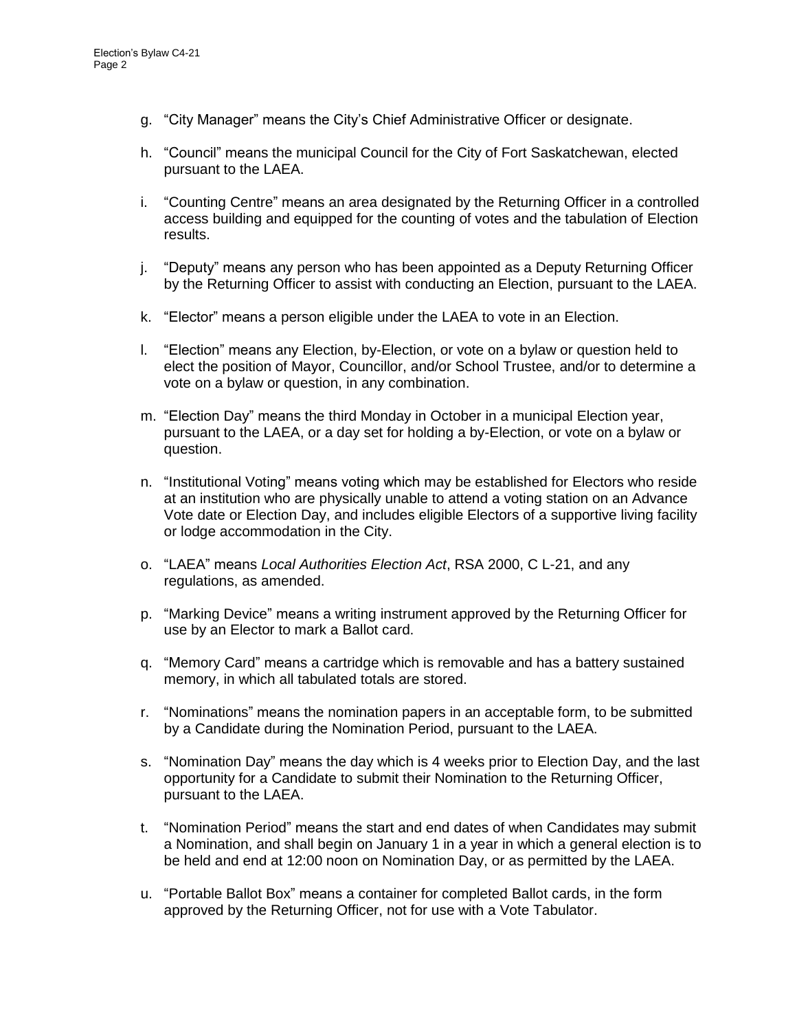g. "City Manager" means the City's Chief Administrative Officer or designate.

h. "Council" means the municipal Council for the City of Fort Saskatchewan, elected pursuant to the LAEA.

i. "Counting Centre" means an area designated by the Returning Officer in a controlled access building and equipped for the counting of votes and the tabulation of Election results.

j. "Deputy" means any person who has been appointed as a Deputy Returning Officer by the Returning Officer to assist with conducting an Election, pursuant to the LAEA.

k. "Elector" means a person eligible under the LAEA to vote in an Election.

l. "Election" means any Election, by-Election, or vote on a bylaw or question held to elect the position of Mayor, Councillor, and/or School Trustee, and/or to determine a vote on a bylaw or question, in any combination.

m. "Election Day" means the third Monday in October in a municipal Election year, pursuant to the LAEA, or a day set for holding a by-Election, or vote on a bylaw or question.

n. "Institutional Voting" means voting which may be established for Electors who reside at an institution who are physically unable to attend a voting station on an Advance Vote date or Election Day, and includes eligible Electors of a supportive living facility or lodge accommodation in the City.

o. "LAEA" means *Local Authorities Election Act*, RSA 2000, C L-21, and any regulations, as amended.

p. "Marking Device" means a writing instrument approved by the Returning Officer for use by an Elector to mark a Ballot card.

q. "Memory Card" means a cartridge which is removable and has a battery sustained memory, in which all tabulated totals are stored.

r. "Nominations" means the nomination papers in an acceptable form, to be submitted by a Candidate during the Nomination Period, pursuant to the LAEA.

s. "Nomination Day" means the day which is 4 weeks prior to Election Day, and the last opportunity for a Candidate to submit their Nomination to the Returning Officer, pursuant to the LAEA.

t. "Nomination Period" means the start and end dates of when Candidates may submit a Nomination, and shall begin on January 1 in a year in which a general election is to be held and end at 12:00 noon on Nomination Day, or as permitted by the LAEA.

u. "Portable Ballot Box" means a container for completed Ballot cards, in the form approved by the Returning Officer, not for use with a Vote Tabulator.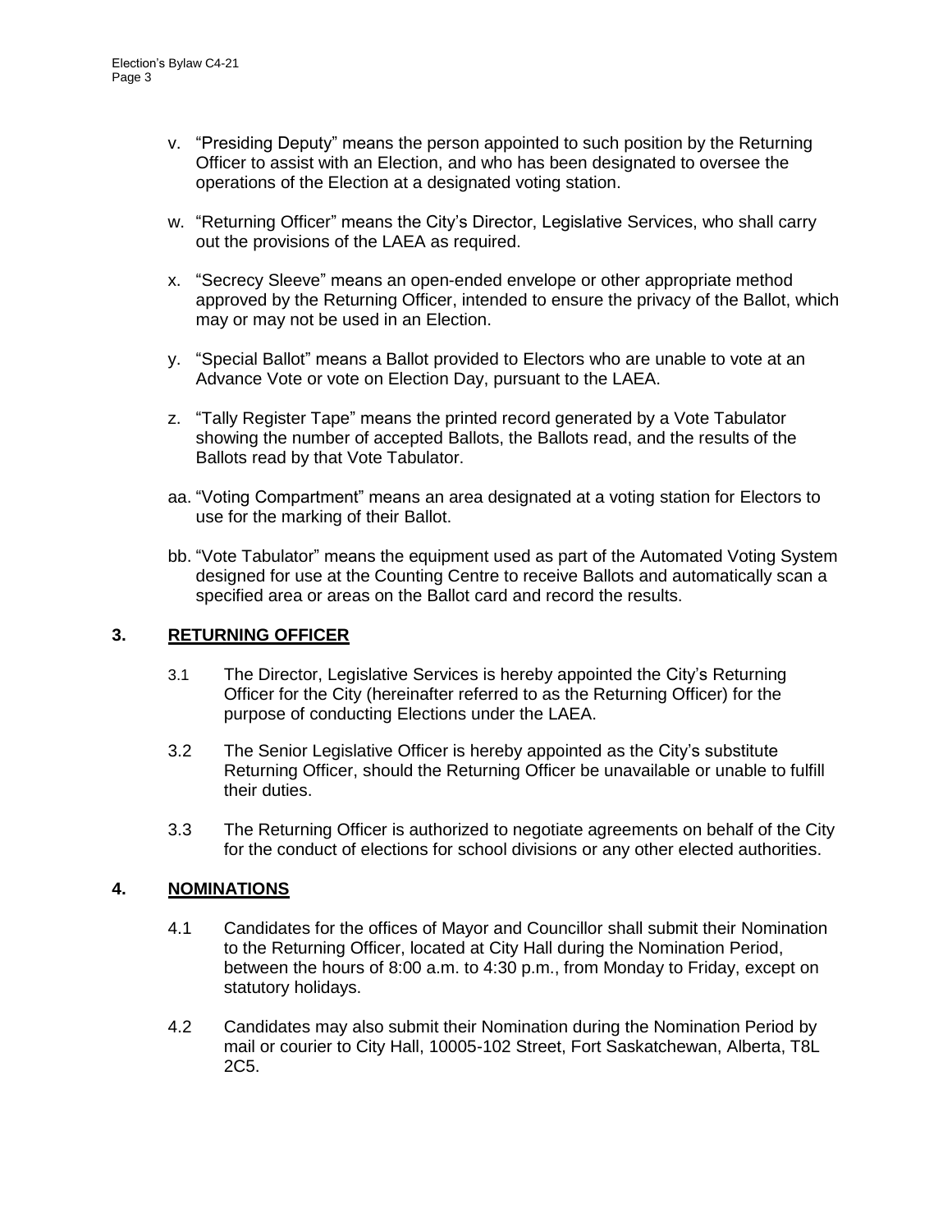v. "Presiding Deputy" means the person appointed to such position by the Returning Officer to assist with an Election, and who has been designated to oversee the operations of the Election at a designated voting station.

w. "Returning Officer" means the City's Director, Legislative Services, who shall carry out the provisions of the LAEA as required.

x. "Secrecy Sleeve" means an open-ended envelope or other appropriate method approved by the Returning Officer, intended to ensure the privacy of the Ballot, which may or may not be used in an Election.

y. "Special Ballot" means a Ballot provided to Electors who are unable to vote at an Advance Vote or vote on Election Day, pursuant to the LAEA.

z. "Tally Register Tape" means the printed record generated by a Vote Tabulator showing the number of accepted Ballots, the Ballots read, and the results of the Ballots read by that Vote Tabulator.

aa. "Voting Compartment" means an area designated at a voting station for Electors to use for the marking of their Ballot.

bb. "Vote Tabulator" means the equipment used as part of the Automated Voting System designed for use at the Counting Centre to receive Ballots and automatically scan a specified area or areas on the Ballot card and record the results.

## 3. RETURNING OFFICER

3.1 The Director, Legislative Services is hereby appointed the City's Returning Officer for the City (hereinafter referred to as the Returning Officer) for the purpose of conducting Elections under the LAEA.

3.2 The Senior Legislative Officer is hereby appointed as the City's substitute Returning Officer, should the Returning Officer be unavailable or unable to fulfill their duties.

3.3 The Returning Officer is authorized to negotiate agreements on behalf of the City for the conduct of elections for school divisions or any other elected authorities.

## 4. NOMINATIONS

4.1 Candidates for the offices of Mayor and Councillor shall submit their Nomination to the Returning Officer, located at City Hall during the Nomination Period, between the hours of 8:00 a.m. to 4:30 p.m., from Monday to Friday, except on statutory holidays.

4.2 Candidates may also submit their Nomination during the Nomination Period by mail or courier to City Hall, 10005-102 Street, Fort Saskatchewan, Alberta, T8L 2C5.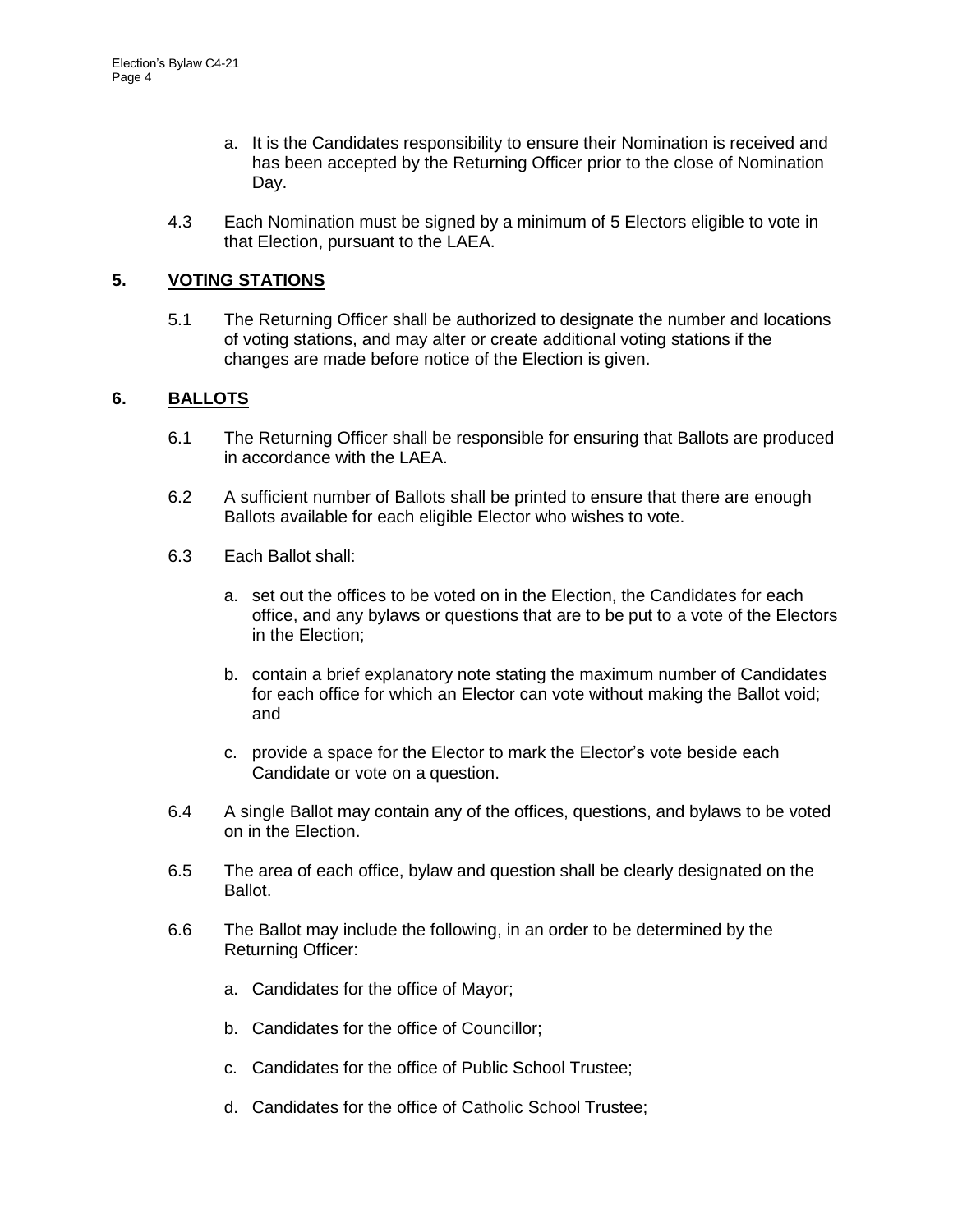a. It is the Candidates responsibility to ensure their Nomination is received and has been accepted by the Returning Officer prior to the close of Nomination Day.

4.3 Each Nomination must be signed by a minimum of 5 Electors eligible to vote in that Election, pursuant to the LAEA.

## 5. VOTING STATIONS

5.1 The Returning Officer shall be authorized to designate the number and locations of voting stations, and may alter or create additional voting stations if the changes are made before notice of the Election is given.

## 6. BALLOTS

6.1 The Returning Officer shall be responsible for ensuring that Ballots are produced in accordance with the LAEA.

6.2 A sufficient number of Ballots shall be printed to ensure that there are enough Ballots available for each eligible Elector who wishes to vote.

6.3 Each Ballot shall:

a. set out the offices to be voted on in the Election, the Candidates for each office, and any bylaws or questions that are to be put to a vote of the Electors in the Election;

b. contain a brief explanatory note stating the maximum number of Candidates for each office for which an Elector can vote without making the Ballot void; and

c. provide a space for the Elector to mark the Elector's vote beside each Candidate or vote on a question.

6.4 A single Ballot may contain any of the offices, questions, and bylaws to be voted on in the Election.

6.5 The area of each office, bylaw and question shall be clearly designated on the Ballot.

6.6 The Ballot may include the following, in an order to be determined by the Returning Officer:

a. Candidates for the office of Mayor;

b. Candidates for the office of Councillor;

c. Candidates for the office of Public School Trustee;

d. Candidates for the office of Catholic School Trustee;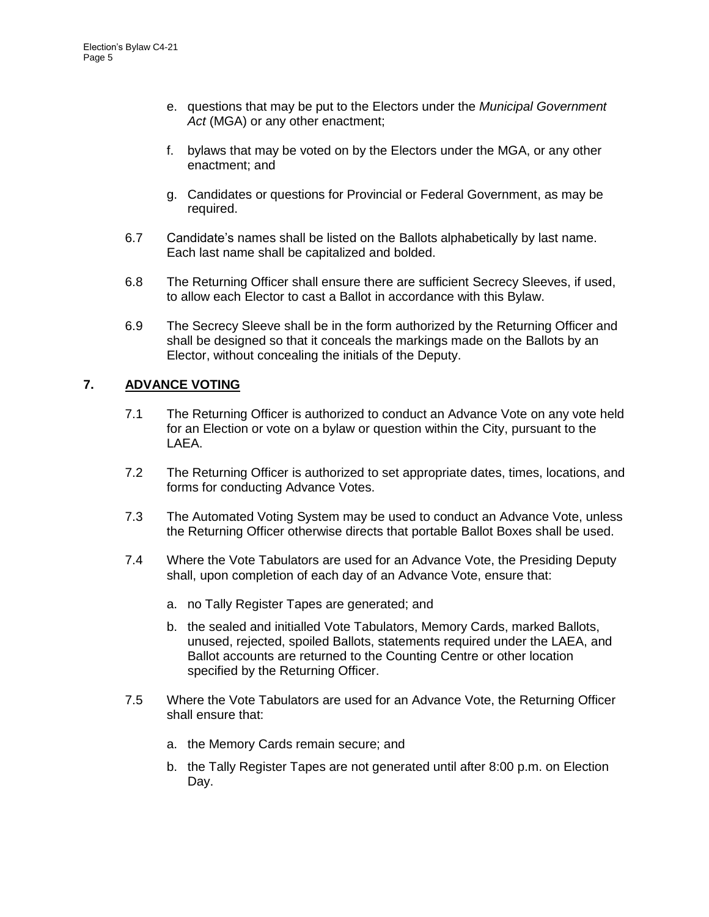e. questions that may be put to the Electors under the *Municipal Government Act* (MGA) or any other enactment;

f. bylaws that may be voted on by the Electors under the MGA, or any other enactment; and

g. Candidates or questions for Provincial or Federal Government, as may be required.

6.7 Candidate's names shall be listed on the Ballots alphabetically by last name. Each last name shall be capitalized and bolded.

6.8 The Returning Officer shall ensure there are sufficient Secrecy Sleeves, if used, to allow each Elector to cast a Ballot in accordance with this Bylaw.

6.9 The Secrecy Sleeve shall be in the form authorized by the Returning Officer and shall be designed so that it conceals the markings made on the Ballots by an Elector, without concealing the initials of the Deputy.

## 7. ADVANCE VOTING

7.1 The Returning Officer is authorized to conduct an Advance Vote on any vote held for an Election or vote on a bylaw or question within the City, pursuant to the LAEA.

7.2 The Returning Officer is authorized to set appropriate dates, times, locations, and forms for conducting Advance Votes.

7.3 The Automated Voting System may be used to conduct an Advance Vote, unless the Returning Officer otherwise directs that portable Ballot Boxes shall be used.

7.4 Where the Vote Tabulators are used for an Advance Vote, the Presiding Deputy shall, upon completion of each day of an Advance Vote, ensure that:

a. no Tally Register Tapes are generated; and

b. the sealed and initialled Vote Tabulators, Memory Cards, marked Ballots, unused, rejected, spoiled Ballots, statements required under the LAEA, and Ballot accounts are returned to the Counting Centre or other location specified by the Returning Officer.

7.5 Where the Vote Tabulators are used for an Advance Vote, the Returning Officer shall ensure that:

a. the Memory Cards remain secure; and

b. the Tally Register Tapes are not generated until after 8:00 p.m. on Election Day.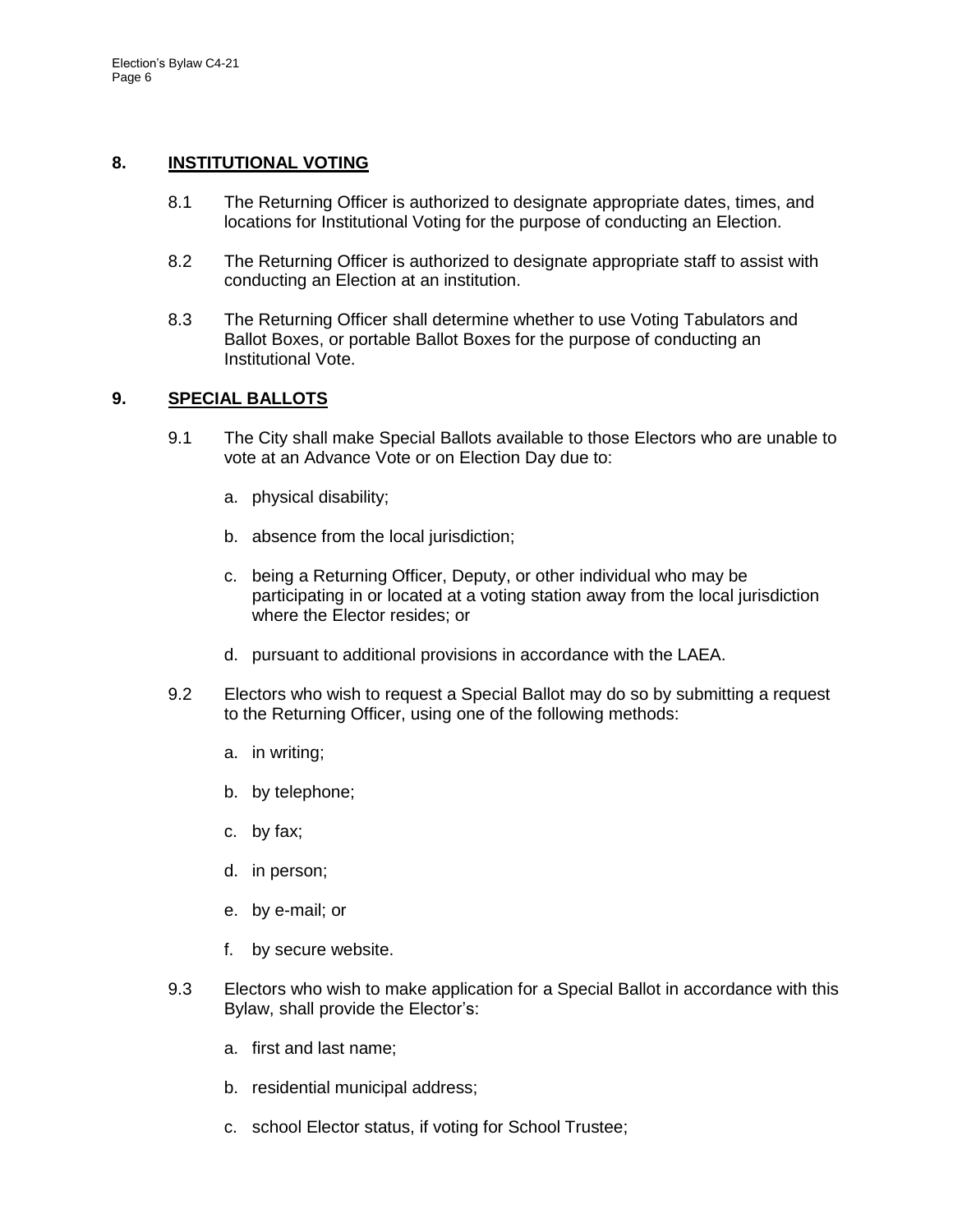## 8. INSTITUTIONAL VOTING

8.1 The Returning Officer is authorized to designate appropriate dates, times, and locations for Institutional Voting for the purpose of conducting an Election.

8.2 The Returning Officer is authorized to designate appropriate staff to assist with conducting an Election at an institution.

8.3 The Returning Officer shall determine whether to use Voting Tabulators and Ballot Boxes, or portable Ballot Boxes for the purpose of conducting an Institutional Vote.

## 9. SPECIAL BALLOTS

9.1 The City shall make Special Ballots available to those Electors who are unable to vote at an Advance Vote or on Election Day due to:

a. physical disability;

b. absence from the local jurisdiction;

c. being a Returning Officer, Deputy, or other individual who may be participating in or located at a voting station away from the local jurisdiction where the Elector resides; or

d. pursuant to additional provisions in accordance with the LAEA.

9.2 Electors who wish to request a Special Ballot may do so by submitting a request to the Returning Officer, using one of the following methods:

a. in writing;

b. by telephone;

c. by fax;

d. in person;

e. by e-mail; or

f. by secure website.

9.3 Electors who wish to make application for a Special Ballot in accordance with this Bylaw, shall provide the Elector's:

a. first and last name;

b. residential municipal address;

c. school Elector status, if voting for School Trustee;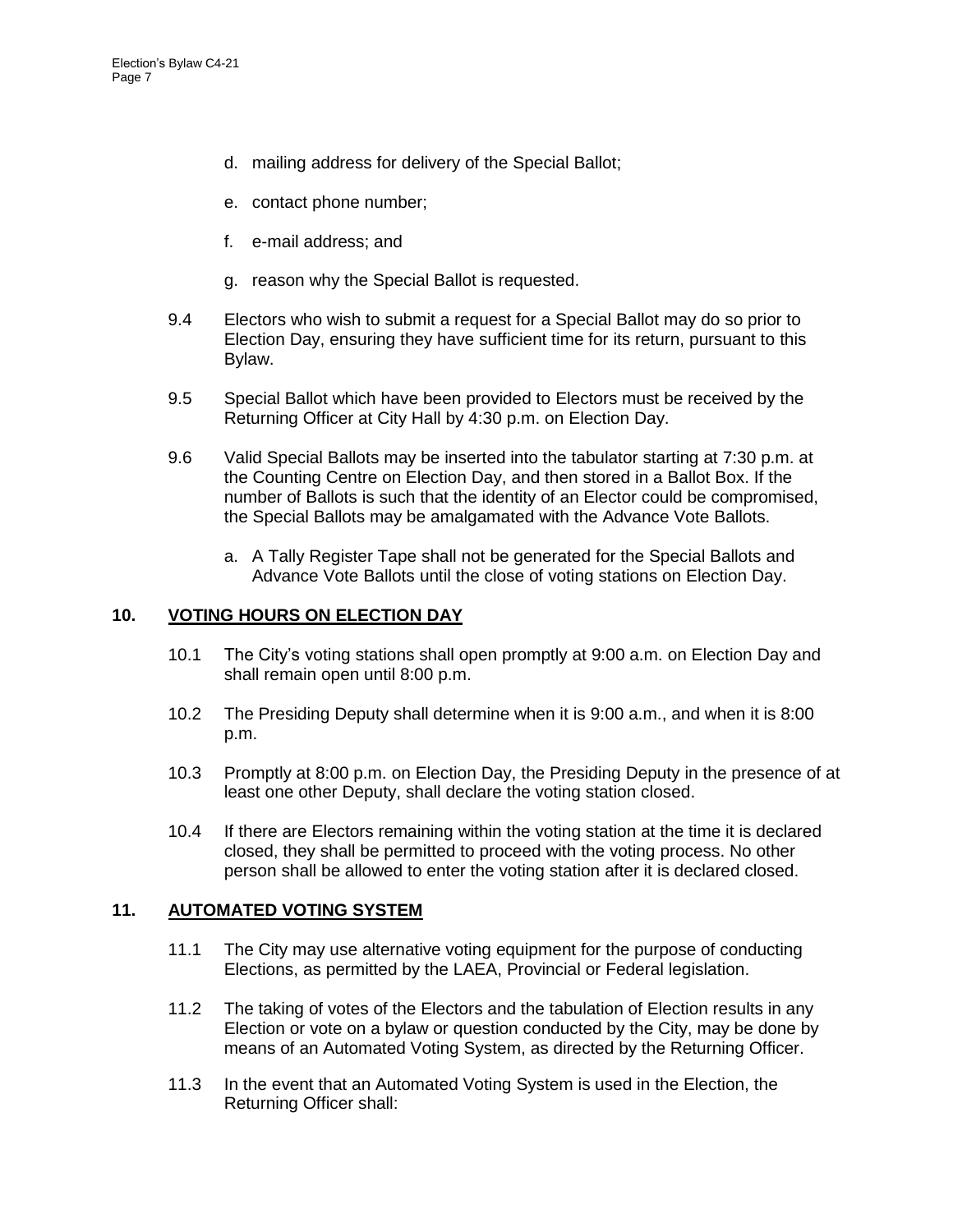d. mailing address for delivery of the Special Ballot;

e. contact phone number;

f. e-mail address; and

g. reason why the Special Ballot is requested.

9.4 Electors who wish to submit a request for a Special Ballot may do so prior to Election Day, ensuring they have sufficient time for its return, pursuant to this Bylaw.

9.5 Special Ballot which have been provided to Electors must be received by the Returning Officer at City Hall by 4:30 p.m. on Election Day.

9.6 Valid Special Ballots may be inserted into the tabulator starting at 7:30 p.m. at the Counting Centre on Election Day, and then stored in a Ballot Box. If the number of Ballots is such that the identity of an Elector could be compromised, the Special Ballots may be amalgamated with the Advance Vote Ballots.

a. A Tally Register Tape shall not be generated for the Special Ballots and Advance Vote Ballots until the close of voting stations on Election Day.

## 10. VOTING HOURS ON ELECTION DAY

10.1 The City's voting stations shall open promptly at 9:00 a.m. on Election Day and shall remain open until 8:00 p.m.

10.2 The Presiding Deputy shall determine when it is 9:00 a.m., and when it is 8:00 p.m.

10.3 Promptly at 8:00 p.m. on Election Day, the Presiding Deputy in the presence of at least one other Deputy, shall declare the voting station closed.

10.4 If there are Electors remaining within the voting station at the time it is declared closed, they shall be permitted to proceed with the voting process. No other person shall be allowed to enter the voting station after it is declared closed.

## 11. AUTOMATED VOTING SYSTEM

11.1 The City may use alternative voting equipment for the purpose of conducting Elections, as permitted by the LAEA, Provincial or Federal legislation.

11.2 The taking of votes of the Electors and the tabulation of Election results in any Election or vote on a bylaw or question conducted by the City, may be done by means of an Automated Voting System, as directed by the Returning Officer.

11.3 In the event that an Automated Voting System is used in the Election, the Returning Officer shall: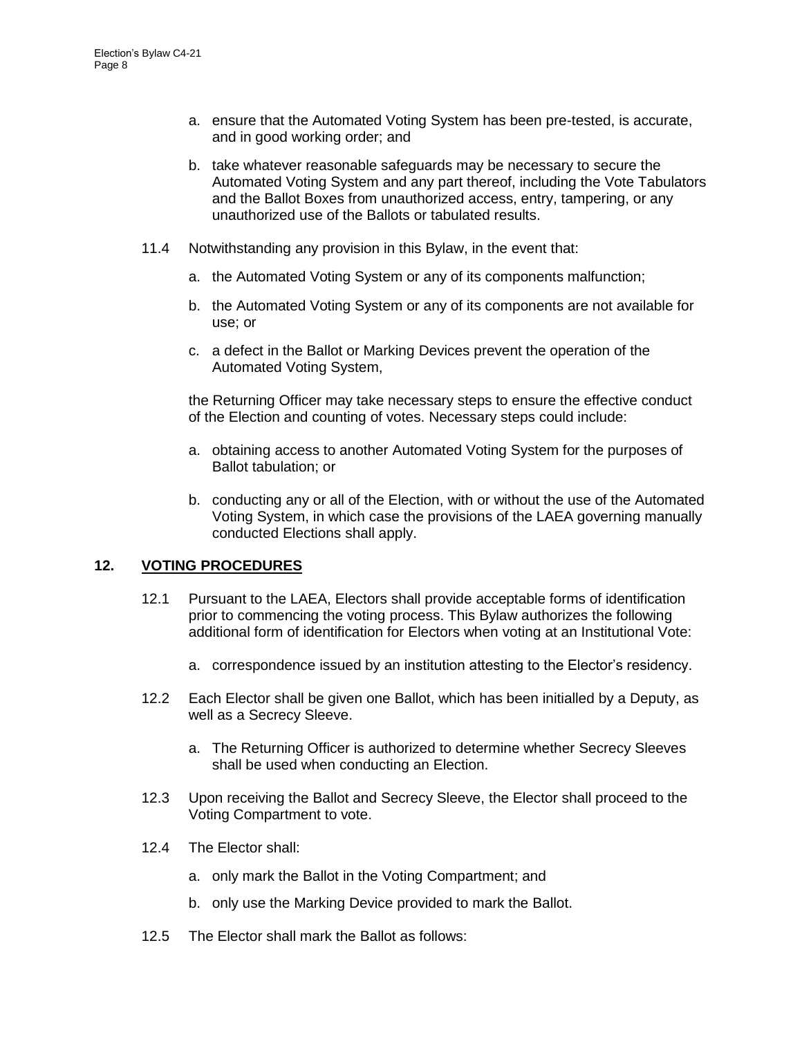a. ensure that the Automated Voting System has been pre-tested, is accurate, and in good working order; and

b. take whatever reasonable safeguards may be necessary to secure the Automated Voting System and any part thereof, including the Vote Tabulators and the Ballot Boxes from unauthorized access, entry, tampering, or any unauthorized use of the Ballots or tabulated results.

11.4 Notwithstanding any provision in this Bylaw, in the event that:

a. the Automated Voting System or any of its components malfunction;

b. the Automated Voting System or any of its components are not available for use; or

c. a defect in the Ballot or Marking Devices prevent the operation of the Automated Voting System,

the Returning Officer may take necessary steps to ensure the effective conduct of the Election and counting of votes. Necessary steps could include:

a. obtaining access to another Automated Voting System for the purposes of Ballot tabulation; or

b. conducting any or all of the Election, with or without the use of the Automated Voting System, in which case the provisions of the LAEA governing manually conducted Elections shall apply.

## 12. VOTING PROCEDURES

12.1 Pursuant to the LAEA, Electors shall provide acceptable forms of identification prior to commencing the voting process. This Bylaw authorizes the following additional form of identification for Electors when voting at an Institutional Vote:

a. correspondence issued by an institution attesting to the Elector's residency.

12.2 Each Elector shall be given one Ballot, which has been initialled by a Deputy, as well as a Secrecy Sleeve.

a. The Returning Officer is authorized to determine whether Secrecy Sleeves shall be used when conducting an Election.

12.3 Upon receiving the Ballot and Secrecy Sleeve, the Elector shall proceed to the Voting Compartment to vote.

12.4 The Elector shall:

a. only mark the Ballot in the Voting Compartment; and

b. only use the Marking Device provided to mark the Ballot.

12.5 The Elector shall mark the Ballot as follows: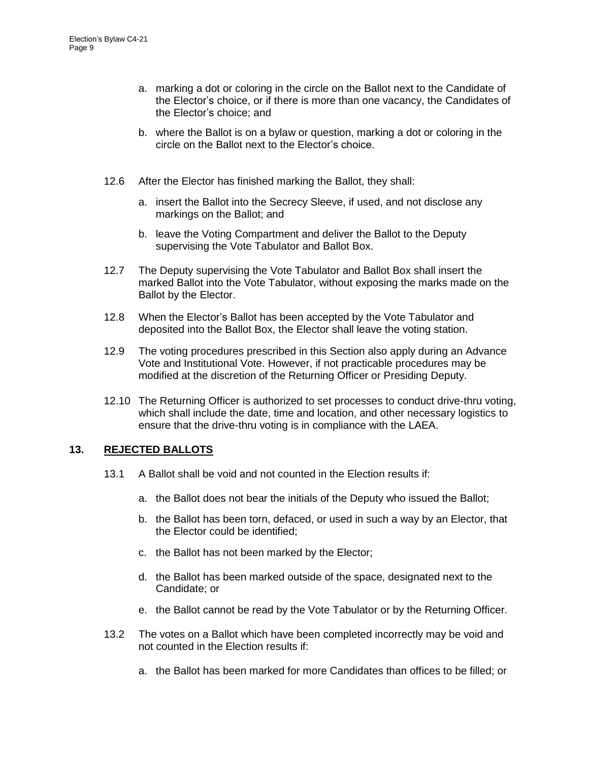a. marking a dot or coloring in the circle on the Ballot next to the Candidate of the Elector's choice, or if there is more than one vacancy, the Candidates of the Elector's choice; and

b. where the Ballot is on a bylaw or question, marking a dot or coloring in the circle on the Ballot next to the Elector's choice.

12.6 After the Elector has finished marking the Ballot, they shall:

a. insert the Ballot into the Secrecy Sleeve, if used, and not disclose any markings on the Ballot; and

b. leave the Voting Compartment and deliver the Ballot to the Deputy supervising the Vote Tabulator and Ballot Box.

12.7 The Deputy supervising the Vote Tabulator and Ballot Box shall insert the marked Ballot into the Vote Tabulator, without exposing the marks made on the Ballot by the Elector.

12.8 When the Elector's Ballot has been accepted by the Vote Tabulator and deposited into the Ballot Box, the Elector shall leave the voting station.

12.9 The voting procedures prescribed in this Section also apply during an Advance Vote and Institutional Vote. However, if not practicable procedures may be modified at the discretion of the Returning Officer or Presiding Deputy.

12.10 The Returning Officer is authorized to set processes to conduct drive-thru voting, which shall include the date, time and location, and other necessary logistics to ensure that the drive-thru voting is in compliance with the LAEA.

## 13. REJECTED BALLOTS

13.1 A Ballot shall be void and not counted in the Election results if:

a. the Ballot does not bear the initials of the Deputy who issued the Ballot;

b. the Ballot has been torn, defaced, or used in such a way by an Elector, that the Elector could be identified;

c. the Ballot has not been marked by the Elector;

d. the Ballot has been marked outside of the space, designated next to the Candidate; or

e. the Ballot cannot be read by the Vote Tabulator or by the Returning Officer.

13.2 The votes on a Ballot which have been completed incorrectly may be void and not counted in the Election results if:

a. the Ballot has been marked for more Candidates than offices to be filled; or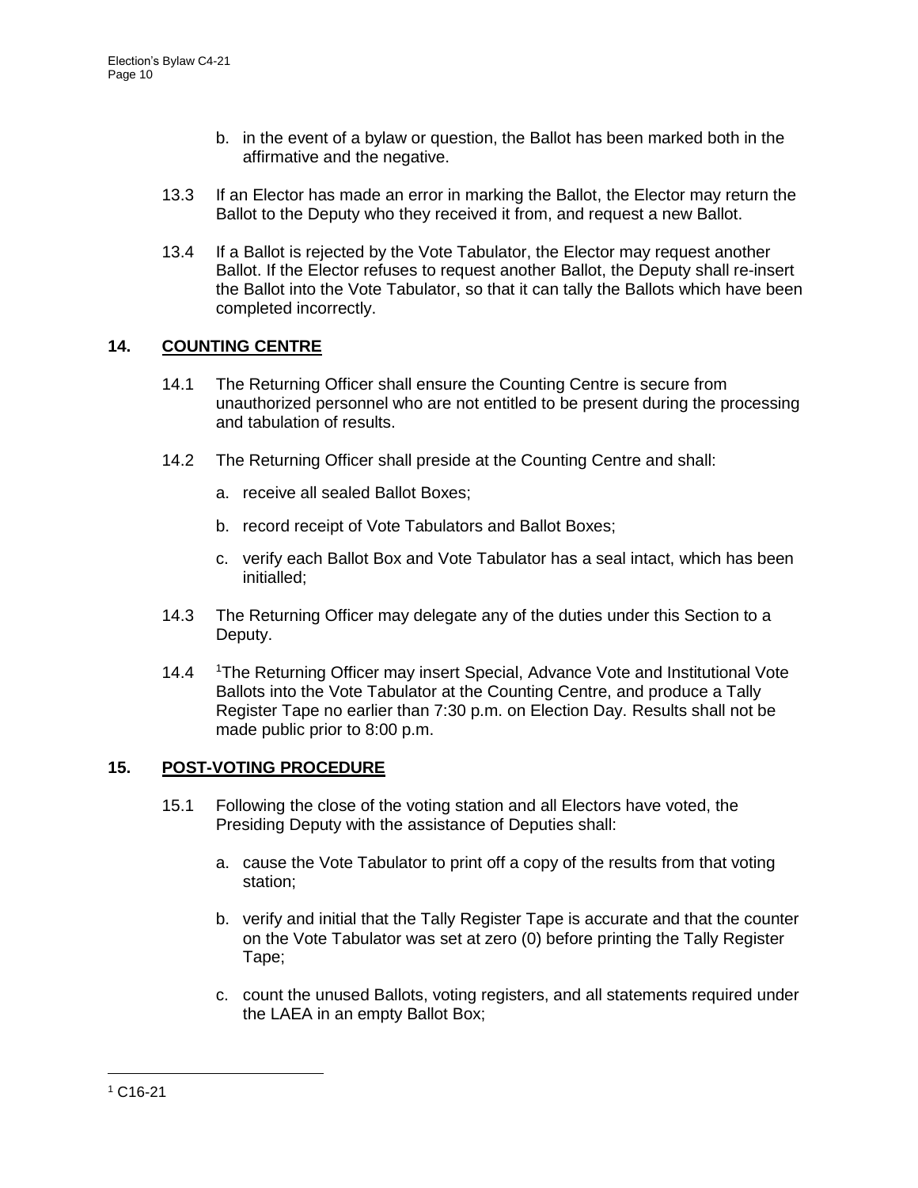b. in the event of a bylaw or question, the Ballot has been marked both in the affirmative and the negative.

13.3 If an Elector has made an error in marking the Ballot, the Elector may return the Ballot to the Deputy who they received it from, and request a new Ballot.

13.4 If a Ballot is rejected by the Vote Tabulator, the Elector may request another Ballot. If the Elector refuses to request another Ballot, the Deputy shall re-insert the Ballot into the Vote Tabulator, so that it can tally the Ballots which have been completed incorrectly.

## 14. COUNTING CENTRE

14.1 The Returning Officer shall ensure the Counting Centre is secure from unauthorized personnel who are not entitled to be present during the processing and tabulation of results.

14.2 The Returning Officer shall preside at the Counting Centre and shall:

a. receive all sealed Ballot Boxes;

b. record receipt of Vote Tabulators and Ballot Boxes;

c. verify each Ballot Box and Vote Tabulator has a seal intact, which has been initialled;

14.3 The Returning Officer may delegate any of the duties under this Section to a Deputy.

14.4 [1]The Returning Officer may insert Special, Advance Vote and Institutional Vote Ballots into the Vote Tabulator at the Counting Centre, and produce a Tally Register Tape no earlier than 7:30 p.m. on Election Day. Results shall not be made public prior to 8:00 p.m.

## 15. POST-VOTING PROCEDURE

15.1 Following the close of the voting station and all Electors have voted, the Presiding Deputy with the assistance of Deputies shall:

a. cause the Vote Tabulator to print off a copy of the results from that voting station;

b. verify and initial that the Tally Register Tape is accurate and that the counter on the Vote Tabulator was set at zero (0) before printing the Tally Register Tape;

c. count the unused Ballots, voting registers, and all statements required under the LAEA in an empty Ballot Box;

---

[1] C16-21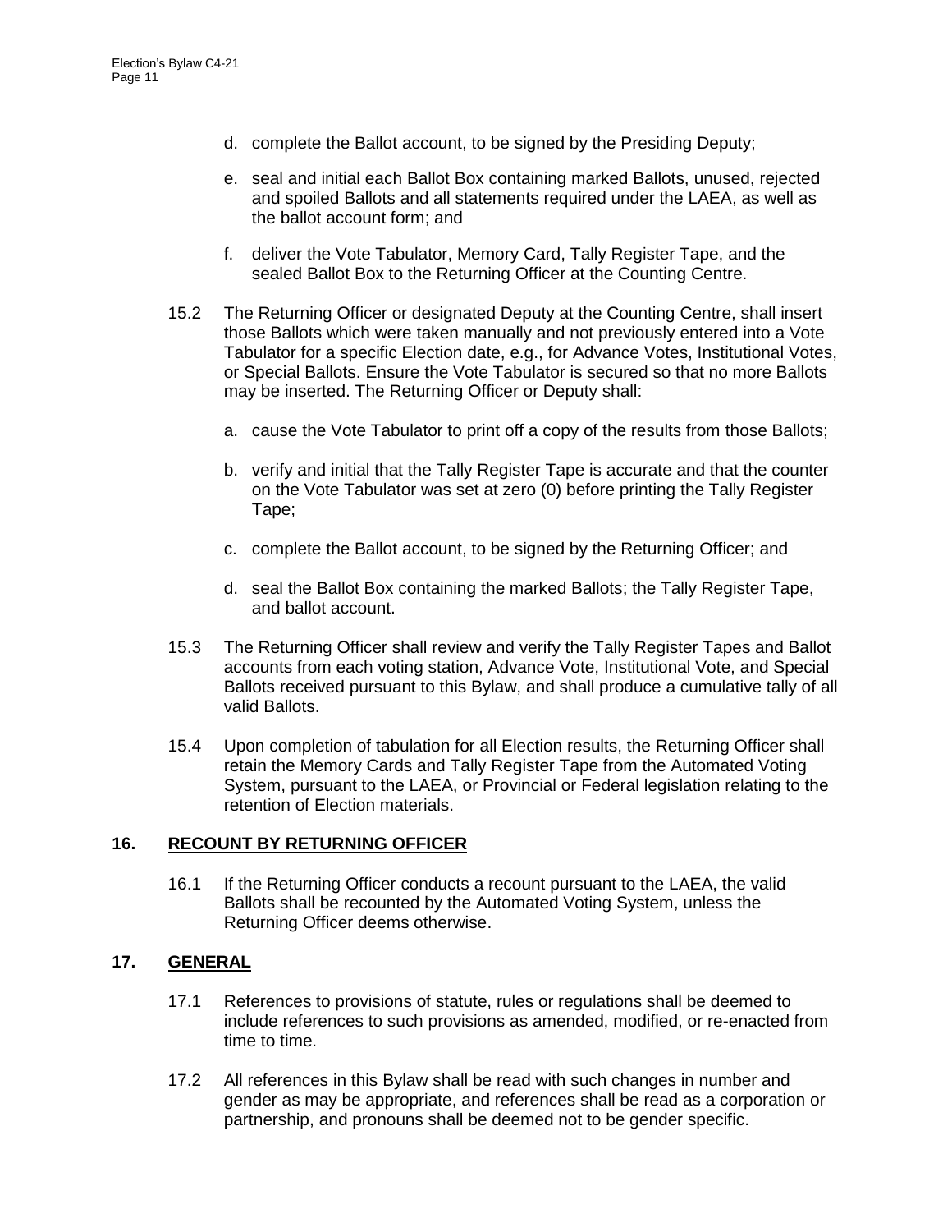d. complete the Ballot account, to be signed by the Presiding Deputy;

e. seal and initial each Ballot Box containing marked Ballots, unused, rejected and spoiled Ballots and all statements required under the LAEA, as well as the ballot account form; and

f. deliver the Vote Tabulator, Memory Card, Tally Register Tape, and the sealed Ballot Box to the Returning Officer at the Counting Centre.

15.2 The Returning Officer or designated Deputy at the Counting Centre, shall insert those Ballots which were taken manually and not previously entered into a Vote Tabulator for a specific Election date, e.g., for Advance Votes, Institutional Votes, or Special Ballots. Ensure the Vote Tabulator is secured so that no more Ballots may be inserted. The Returning Officer or Deputy shall:

a. cause the Vote Tabulator to print off a copy of the results from those Ballots;

b. verify and initial that the Tally Register Tape is accurate and that the counter on the Vote Tabulator was set at zero (0) before printing the Tally Register Tape;

c. complete the Ballot account, to be signed by the Returning Officer; and

d. seal the Ballot Box containing the marked Ballots; the Tally Register Tape, and ballot account.

15.3 The Returning Officer shall review and verify the Tally Register Tapes and Ballot accounts from each voting station, Advance Vote, Institutional Vote, and Special Ballots received pursuant to this Bylaw, and shall produce a cumulative tally of all valid Ballots.

15.4 Upon completion of tabulation for all Election results, the Returning Officer shall retain the Memory Cards and Tally Register Tape from the Automated Voting System, pursuant to the LAEA, or Provincial or Federal legislation relating to the retention of Election materials.

## 16. RECOUNT BY RETURNING OFFICER

16.1 If the Returning Officer conducts a recount pursuant to the LAEA, the valid Ballots shall be recounted by the Automated Voting System, unless the Returning Officer deems otherwise.

## 17. GENERAL

17.1 References to provisions of statute, rules or regulations shall be deemed to include references to such provisions as amended, modified, or re-enacted from time to time.

17.2 All references in this Bylaw shall be read with such changes in number and gender as may be appropriate, and references shall be read as a corporation or partnership, and pronouns shall be deemed not to be gender specific.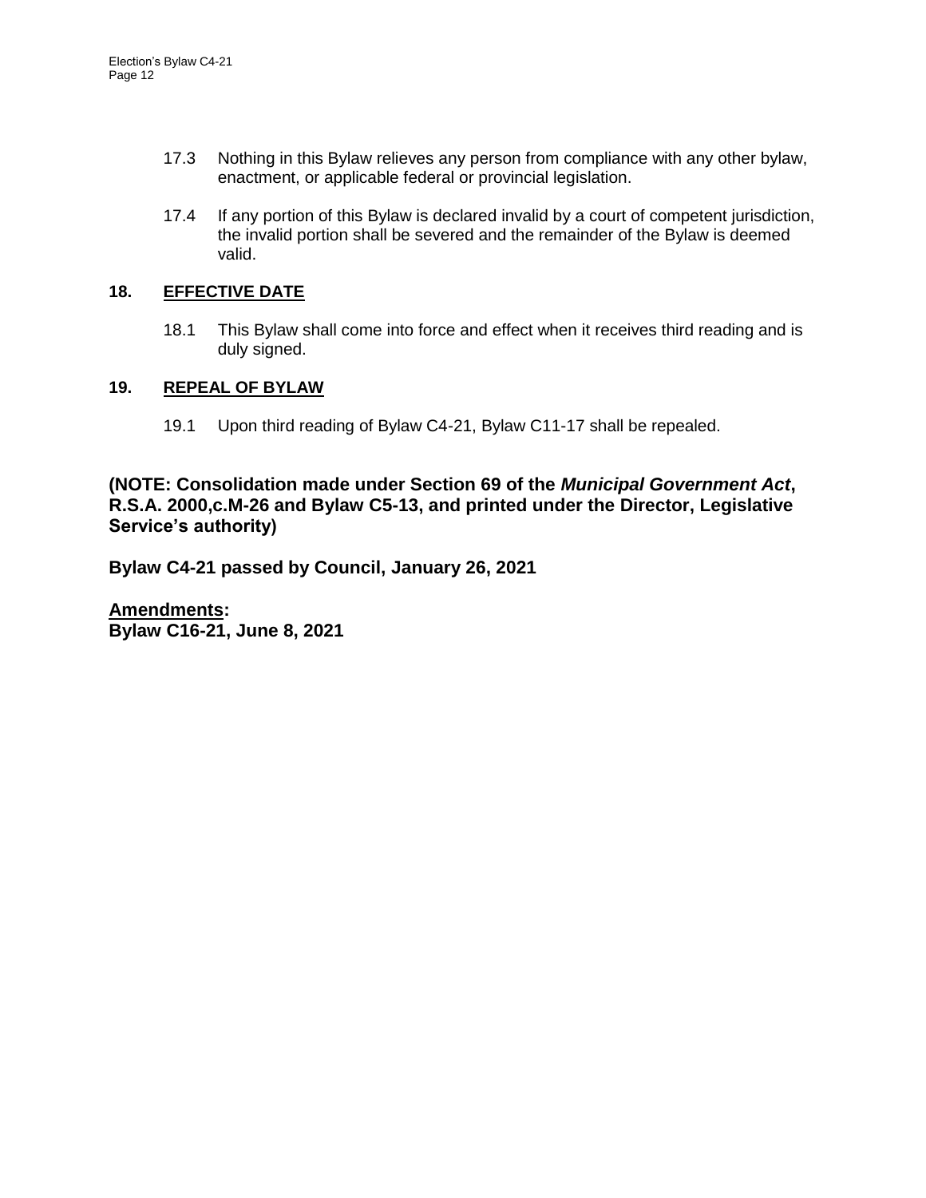17.3 Nothing in this Bylaw relieves any person from compliance with any other bylaw, enactment, or applicable federal or provincial legislation.

17.4 If any portion of this Bylaw is declared invalid by a court of competent jurisdiction, the invalid portion shall be severed and the remainder of the Bylaw is deemed valid.

## 18. EFFECTIVE DATE

18.1 This Bylaw shall come into force and effect when it receives third reading and is duly signed.

## 19. REPEAL OF BYLAW

19.1 Upon third reading of Bylaw C4-21, Bylaw C11-17 shall be repealed.

**(NOTE: Consolidation made under Section 69 of the *Municipal Government Act*, R.S.A. 2000,c.M-26 and Bylaw C5-13, and printed under the Director, Legislative Service's authority)**

**Bylaw C4-21 passed by Council, January 26, 2021**

**Amendments:**
**Bylaw C16-21, June 8, 2021**